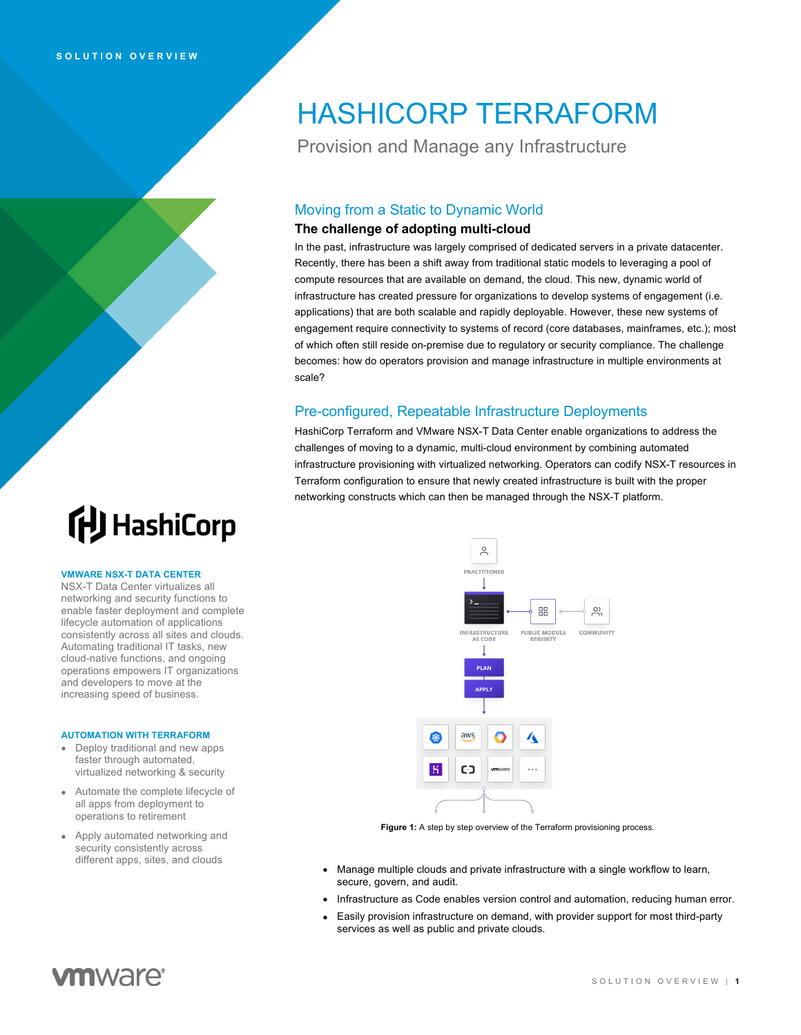SOLUTION OVERVIEW

# HASHICORP TERRAFORM

Provision and Manage any Infrastructure

## Moving from a Static to Dynamic World

### The challenge of adopting multi-cloud

In the past, infrastructure was largely comprised of dedicated servers in a private datacenter. Recently, there has been a shift away from traditional static models to leveraging a pool of compute resources that are available on demand, the cloud. This new, dynamic world of infrastructure has created pressure for organizations to develop systems of engagement (i.e. applications) that are both scalable and rapidly deployable. However, these new systems of engagement require connectivity to systems of record (core databases, mainframes, etc.); most of which often still reside on-premise due to regulatory or security compliance. The challenge becomes: how do operators provision and manage infrastructure in multiple environments at scale?

## Pre-configured, Repeatable Infrastructure Deployments

HashiCorp Terraform and VMware NSX-T Data Center enable organizations to address the challenges of moving to a dynamic, multi-cloud environment by combining automated infrastructure provisioning with virtualized networking. Operators can codify NSX-T resources in Terraform configuration to ensure that newly created infrastructure is built with the proper networking constructs which can then be managed through the NSX-T platform.

PRACTITIONER

INFRASTRUCTURE AS CODE

PUBLIC MODULE REGISTRY

COMMUNITY

PLAN

APPLY

**Figure 1:** A step by step overview of the Terraform provisioning process.

- Manage multiple clouds and private infrastructure with a single workflow to learn, secure, govern, and audit.
- Infrastructure as Code enables version control and automation, reducing human error.
- Easily provision infrastructure on demand, with provider support for most third-party services as well as public and private clouds.

HashiCorp

### VMWARE NSX-T DATA CENTER

NSX-T Data Center virtualizes all networking and security functions to enable faster deployment and complete lifecycle automation of applications consistently across all sites and clouds. Automating traditional IT tasks, new cloud-native functions, and ongoing operations empowers IT organizations and developers to move at the increasing speed of business.

### AUTOMATION WITH TERRAFORM

- Deploy traditional and new apps faster through automated, virtualized networking & security
- Automate the complete lifecycle of all apps from deployment to operations to retirement
- Apply automated networking and security consistently across different apps, sites, and clouds

vmware®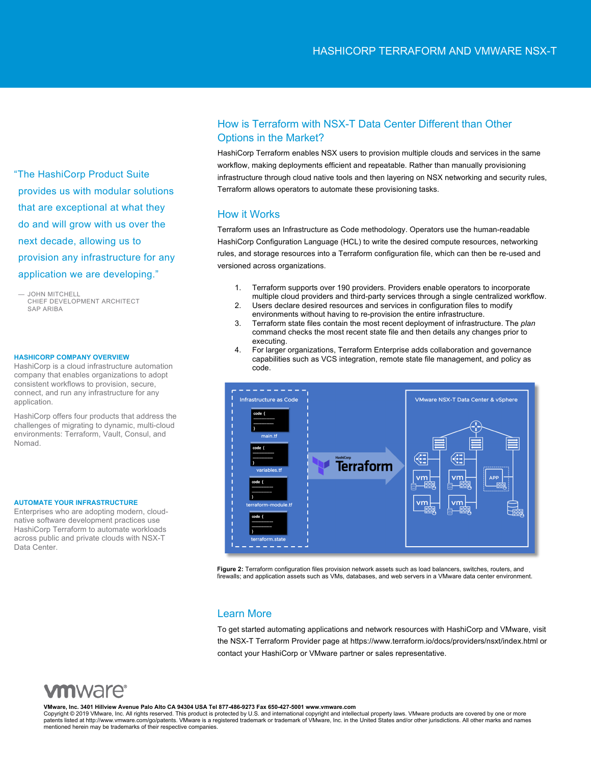“The HashiCorp Product Suite provides us with modular solutions that are exceptional at what they do and will grow with us over the next decade, allowing us to provision any infrastructure for any application we are developing.”

— JOHN MITCHELL
CHIEF DEVELOPMENT ARCHITECT
SAP ARIBA

**HASHICORP COMPANY OVERVIEW**

HashiCorp is a cloud infrastructure automation company that enables organizations to adopt consistent workflows to provision, secure, connect, and run any infrastructure for any application.

HashiCorp offers four products that address the challenges of migrating to dynamic, multi-cloud environments: Terraform, Vault, Consul, and Nomad.

**AUTOMATE YOUR INFRASTRUCTURE**

Enterprises who are adopting modern, cloud-native software development practices use HashiCorp Terraform to automate workloads across public and private clouds with NSX-T Data Center.

## How is Terraform with NSX-T Data Center Different than Other Options in the Market?

HashiCorp Terraform enables NSX users to provision multiple clouds and services in the same workflow, making deployments efficient and repeatable. Rather than manually provisioning infrastructure through cloud native tools and then layering on NSX networking and security rules, Terraform allows operators to automate these provisioning tasks.

## How it Works

Terraform uses an Infrastructure as Code methodology. Operators use the human-readable HashiCorp Configuration Language (HCL) to write the desired compute resources, networking rules, and storage resources into a Terraform configuration file, which can then be re-used and versioned across organizations.

1. Terraform supports over 190 providers. Providers enable operators to incorporate multiple cloud providers and third-party services through a single centralized workflow.
2. Users declare desired resources and services in configuration files to modify environments without having to re-provision the entire infrastructure.
3. Terraform state files contain the most recent deployment of infrastructure. The *plan* command checks the most recent state file and then details any changes prior to executing.
4. For larger organizations, Terraform Enterprise adds collaboration and governance capabilities such as VCS integration, remote state file management, and policy as code.

Infrastructure as Code
main.tf
variables.tf
terraform-module.tf
terraform.state
HashiCorp Terraform
VMware NSX-T Data Center & vSphere
vm
APP

**Figure 2:** Terraform configuration files provision network assets such as load balancers, switches, routers, and firewalls; and application assets such as VMs, databases, and web servers in a VMware data center environment.

## Learn More

To get started automating applications and network resources with HashiCorp and VMware, visit the NSX-T Terraform Provider page at https://www.terraform.io/docs/providers/nsxt/index.html or contact your HashiCorp or VMware partner or sales representative.

**VMware, Inc. 3401 Hillview Avenue Palo Alto CA 94304 USA Tel 877-486-9273 Fax 650-427-5001 www.vmware.com**
Copyright © 2019 VMware, Inc. All rights reserved. This product is protected by U.S. and international copyright and intellectual property laws. VMware products are covered by one or more patents listed at http://www.vmware.com/go/patents. VMware is a registered trademark or trademark of VMware, Inc. in the United States and/or other jurisdictions. All other marks and names mentioned herein may be trademarks of their respective companies.